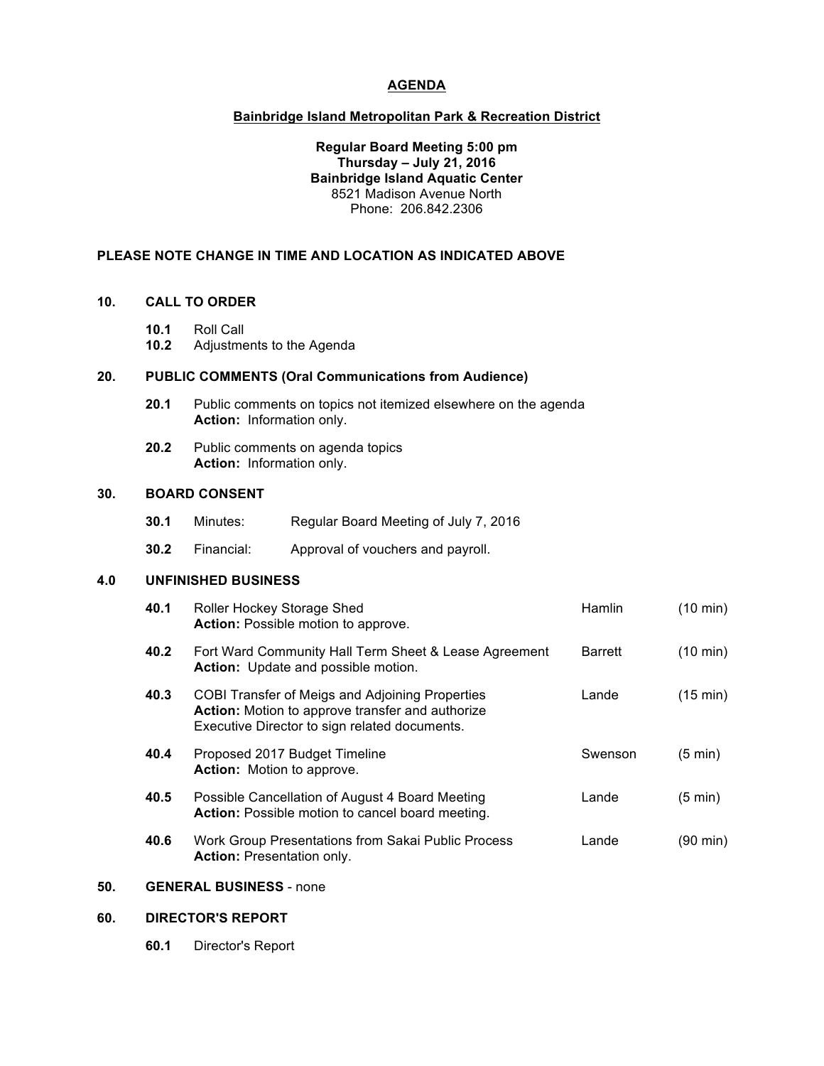# AGENDA

## Bainbridge Island Metropolitan Park & Recreation District

**Regular Board Meeting 5:00 pm**
**Thursday – July 21, 2016**
**Bainbridge Island Aquatic Center**
8521 Madison Avenue North
Phone: 206.842.2306

**PLEASE NOTE CHANGE IN TIME AND LOCATION AS INDICATED ABOVE**

### 10. CALL TO ORDER

- **10.1** Roll Call
- **10.2** Adjustments to the Agenda

### 20. PUBLIC COMMENTS (Oral Communications from Audience)

- **20.1** Public comments on topics not itemized elsewhere on the agenda
  **Action:** Information only.
- **20.2** Public comments on agenda topics
  **Action:** Information only.

### 30. BOARD CONSENT

- **30.1** Minutes: Regular Board Meeting of July 7, 2016
- **30.2** Financial: Approval of vouchers and payroll.

### 4.0 UNFINISHED BUSINESS

| | Item | Presenter | Time |
|---|---|---|---|
| **40.1** | Roller Hockey Storage Shed<br>**Action:** Possible motion to approve. | Hamlin | (10 min) |
| **40.2** | Fort Ward Community Hall Term Sheet & Lease Agreement<br>**Action:** Update and possible motion. | Barrett | (10 min) |
| **40.3** | COBI Transfer of Meigs and Adjoining Properties<br>**Action:** Motion to approve transfer and authorize Executive Director to sign related documents. | Lande | (15 min) |
| **40.4** | Proposed 2017 Budget Timeline<br>**Action:** Motion to approve. | Swenson | (5 min) |
| **40.5** | Possible Cancellation of August 4 Board Meeting<br>**Action:** Possible motion to cancel board meeting. | Lande | (5 min) |
| **40.6** | Work Group Presentations from Sakai Public Process<br>**Action:** Presentation only. | Lande | (90 min) |

### 50. GENERAL BUSINESS - none

### 60. DIRECTOR'S REPORT

- **60.1** Director's Report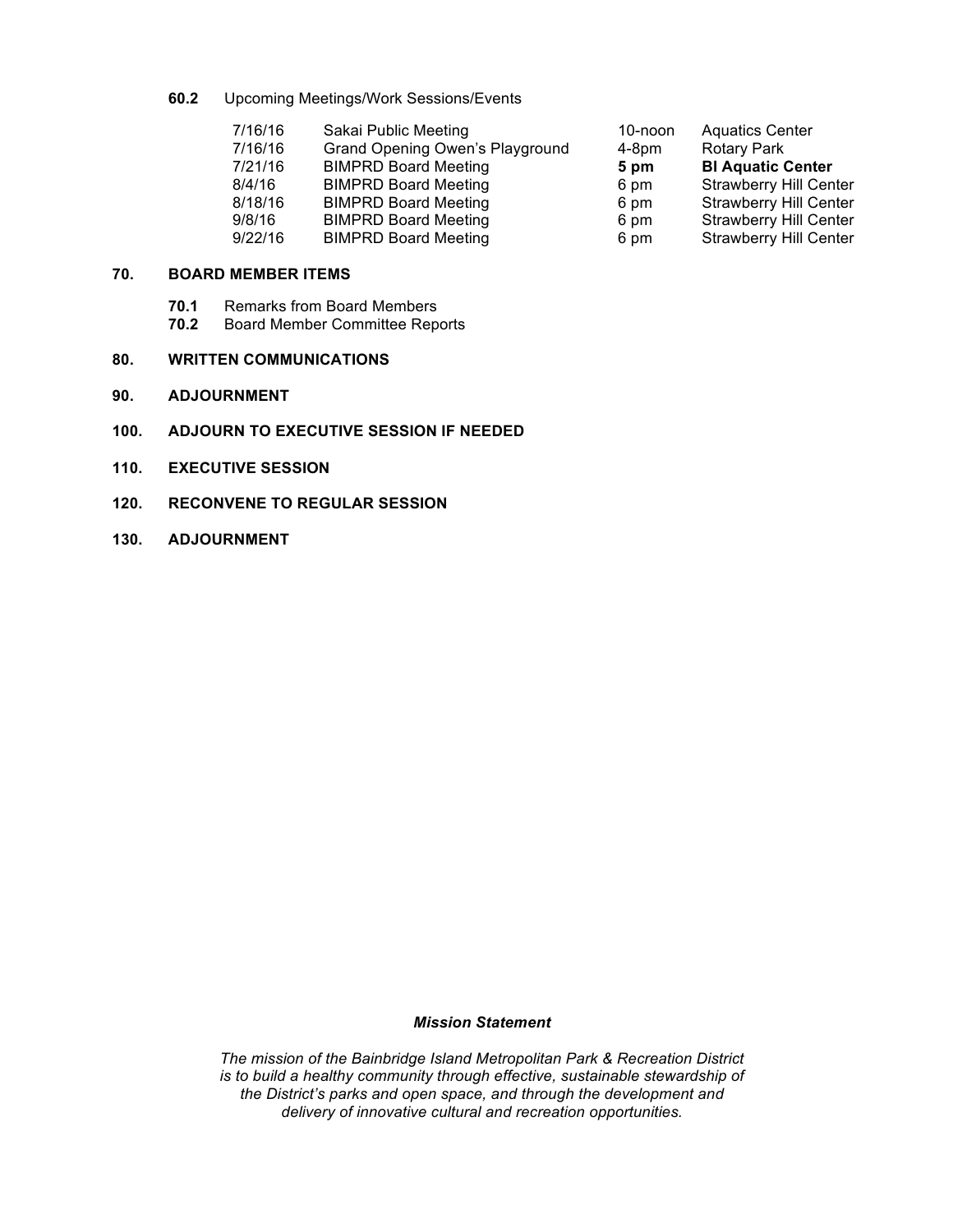**60.2** Upcoming Meetings/Work Sessions/Events

| | | | |
|---|---|---|---|
| 7/16/16 | Sakai Public Meeting | 10-noon | Aquatics Center |
| 7/16/16 | Grand Opening Owen's Playground | 4-8pm | Rotary Park |
| 7/21/16 | BIMPRD Board Meeting | **5 pm** | **BI Aquatic Center** |
| 8/4/16 | BIMPRD Board Meeting | 6 pm | Strawberry Hill Center |
| 8/18/16 | BIMPRD Board Meeting | 6 pm | Strawberry Hill Center |
| 9/8/16 | BIMPRD Board Meeting | 6 pm | Strawberry Hill Center |
| 9/22/16 | BIMPRD Board Meeting | 6 pm | Strawberry Hill Center |

## 70. BOARD MEMBER ITEMS

**70.1** Remarks from Board Members
**70.2** Board Member Committee Reports

## 80. WRITTEN COMMUNICATIONS

## 90. ADJOURNMENT

## 100. ADJOURN TO EXECUTIVE SESSION IF NEEDED

## 110. EXECUTIVE SESSION

## 120. RECONVENE TO REGULAR SESSION

## 130. ADJOURNMENT

***Mission Statement***

*The mission of the Bainbridge Island Metropolitan Park & Recreation District is to build a healthy community through effective, sustainable stewardship of the District's parks and open space, and through the development and delivery of innovative cultural and recreation opportunities.*